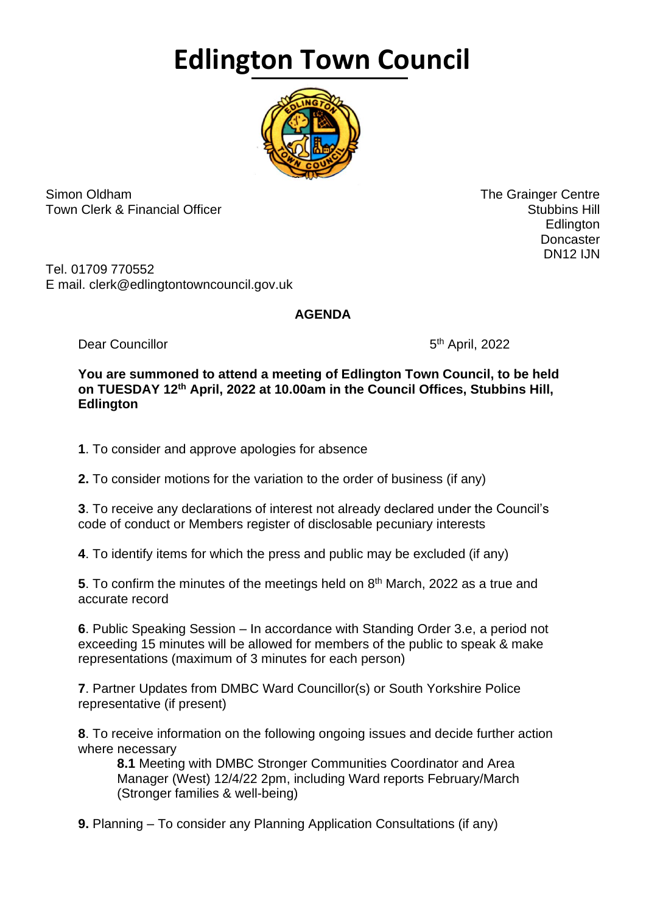# Edlington Town Council

Simon Oldham
Town Clerk & Financial Officer

The Grainger Centre
Stubbins Hill
Edlington
Doncaster
DN12 IJN

Tel. 01709 770552
E mail. clerk@edlingtontowncouncil.gov.uk

**AGENDA**

Dear Councillor

5th April, 2022

**You are summoned to attend a meeting of Edlington Town Council, to be held on TUESDAY 12th April, 2022 at 10.00am in the Council Offices, Stubbins Hill, Edlington**

**1**. To consider and approve apologies for absence

**2.** To consider motions for the variation to the order of business (if any)

**3**. To receive any declarations of interest not already declared under the Council's code of conduct or Members register of disclosable pecuniary interests

**4**. To identify items for which the press and public may be excluded (if any)

**5**. To confirm the minutes of the meetings held on 8th March, 2022 as a true and accurate record

**6**. Public Speaking Session – In accordance with Standing Order 3.e, a period not exceeding 15 minutes will be allowed for members of the public to speak & make representations (maximum of 3 minutes for each person)

**7**. Partner Updates from DMBC Ward Councillor(s) or South Yorkshire Police representative (if present)

**8**. To receive information on the following ongoing issues and decide further action where necessary

> **8.1** Meeting with DMBC Stronger Communities Coordinator and Area Manager (West) 12/4/22 2pm, including Ward reports February/March (Stronger families & well-being)

**9.** Planning – To consider any Planning Application Consultations (if any)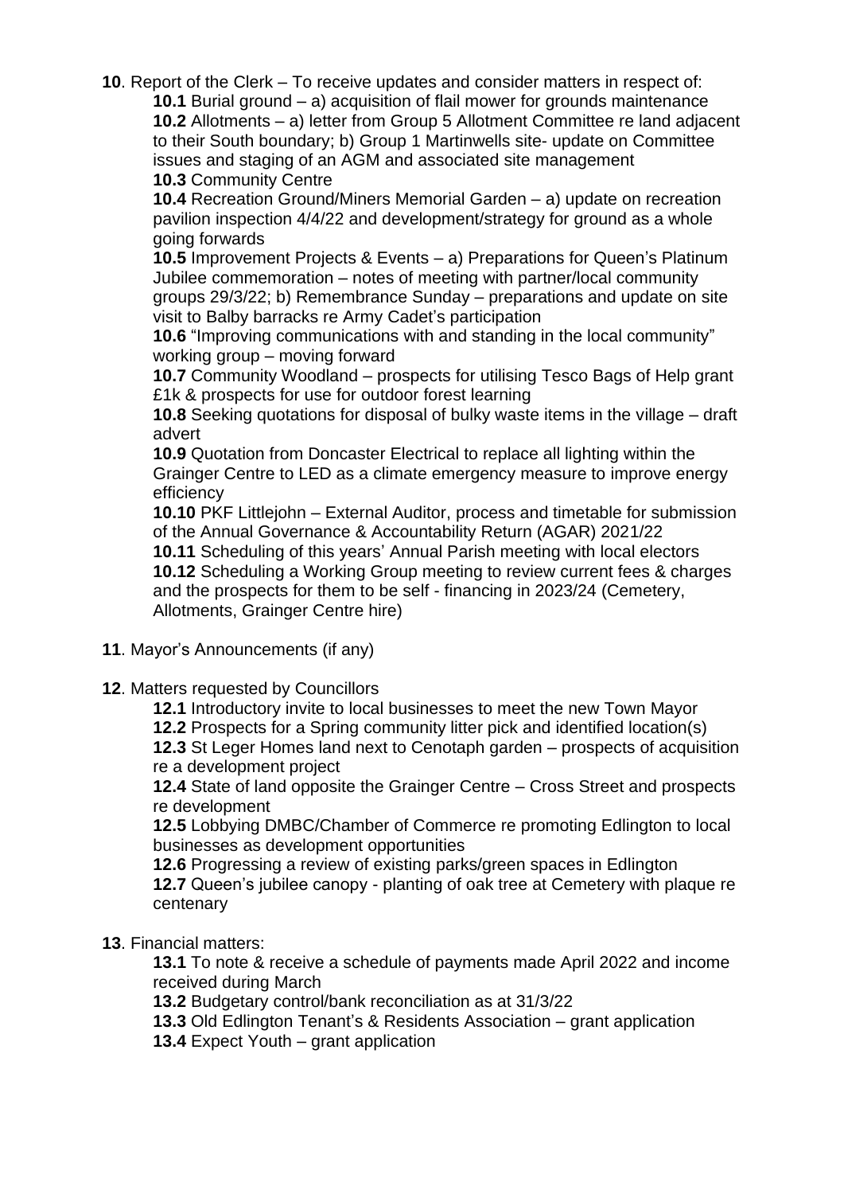**10**. Report of the Clerk – To receive updates and consider matters in respect of:

**10.1** Burial ground – a) acquisition of flail mower for grounds maintenance

**10.2** Allotments – a) letter from Group 5 Allotment Committee re land adjacent to their South boundary; b) Group 1 Martinwells site- update on Committee issues and staging of an AGM and associated site management

**10.3** Community Centre

**10.4** Recreation Ground/Miners Memorial Garden – a) update on recreation pavilion inspection 4/4/22 and development/strategy for ground as a whole going forwards

**10.5** Improvement Projects & Events – a) Preparations for Queen's Platinum Jubilee commemoration – notes of meeting with partner/local community groups 29/3/22; b) Remembrance Sunday – preparations and update on site visit to Balby barracks re Army Cadet's participation

**10.6** "Improving communications with and standing in the local community" working group – moving forward

**10.7** Community Woodland – prospects for utilising Tesco Bags of Help grant £1k & prospects for use for outdoor forest learning

**10.8** Seeking quotations for disposal of bulky waste items in the village – draft advert

**10.9** Quotation from Doncaster Electrical to replace all lighting within the Grainger Centre to LED as a climate emergency measure to improve energy efficiency

**10.10** PKF Littlejohn – External Auditor, process and timetable for submission of the Annual Governance & Accountability Return (AGAR) 2021/22

**10.11** Scheduling of this years' Annual Parish meeting with local electors

**10.12** Scheduling a Working Group meeting to review current fees & charges and the prospects for them to be self - financing in 2023/24 (Cemetery, Allotments, Grainger Centre hire)

**11**. Mayor's Announcements (if any)

**12**. Matters requested by Councillors

**12.1** Introductory invite to local businesses to meet the new Town Mayor

**12.2** Prospects for a Spring community litter pick and identified location(s)

**12.3** St Leger Homes land next to Cenotaph garden – prospects of acquisition re a development project

**12.4** State of land opposite the Grainger Centre – Cross Street and prospects re development

**12.5** Lobbying DMBC/Chamber of Commerce re promoting Edlington to local businesses as development opportunities

**12.6** Progressing a review of existing parks/green spaces in Edlington

**12.7** Queen's jubilee canopy - planting of oak tree at Cemetery with plaque re centenary

**13**. Financial matters:

**13.1** To note & receive a schedule of payments made April 2022 and income received during March

**13.2** Budgetary control/bank reconciliation as at 31/3/22

**13.3** Old Edlington Tenant's & Residents Association – grant application

**13.4** Expect Youth – grant application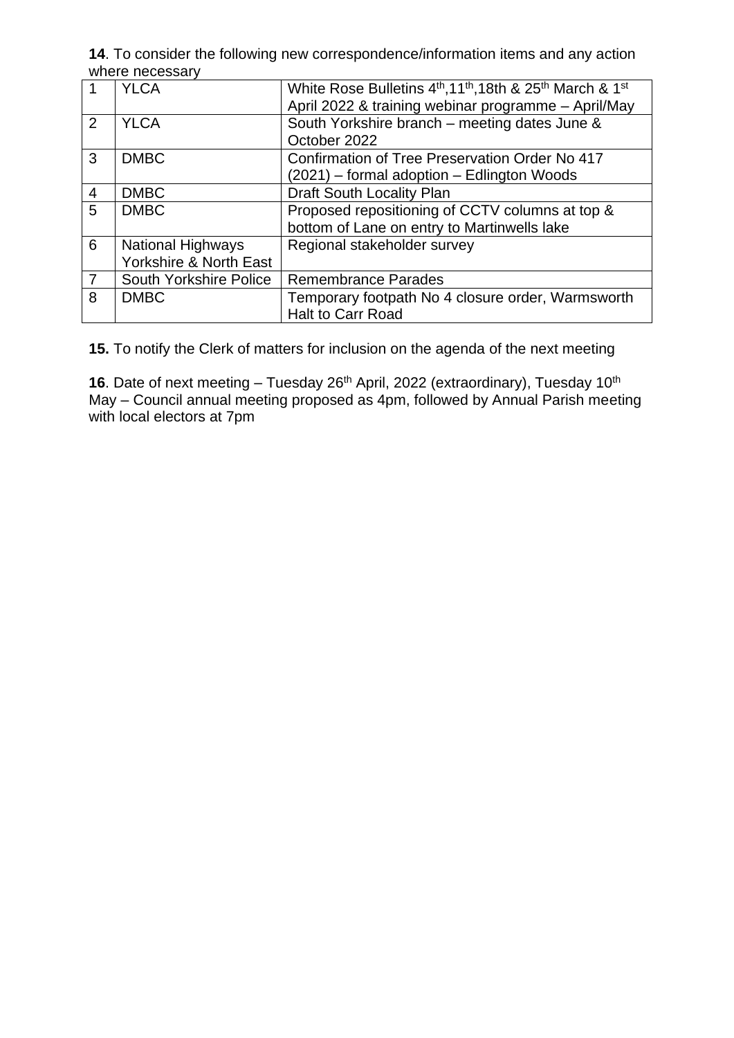**14**. To consider the following new correspondence/information items and any action where necessary

| | | |
|---|---|---|
| 1 | YLCA | White Rose Bulletins 4th,11th,18th & 25th March & 1st April 2022 & training webinar programme – April/May |
| 2 | YLCA | South Yorkshire branch – meeting dates June & October 2022 |
| 3 | DMBC | Confirmation of Tree Preservation Order No 417 (2021) – formal adoption – Edlington Woods |
| 4 | DMBC | Draft South Locality Plan |
| 5 | DMBC | Proposed repositioning of CCTV columns at top & bottom of Lane on entry to Martinwells lake |
| 6 | National Highways Yorkshire & North East | Regional stakeholder survey |
| 7 | South Yorkshire Police | Remembrance Parades |
| 8 | DMBC | Temporary footpath No 4 closure order, Warmsworth Halt to Carr Road |

**15.** To notify the Clerk of matters for inclusion on the agenda of the next meeting

**16**. Date of next meeting – Tuesday 26th April, 2022 (extraordinary), Tuesday 10th May – Council annual meeting proposed as 4pm, followed by Annual Parish meeting with local electors at 7pm